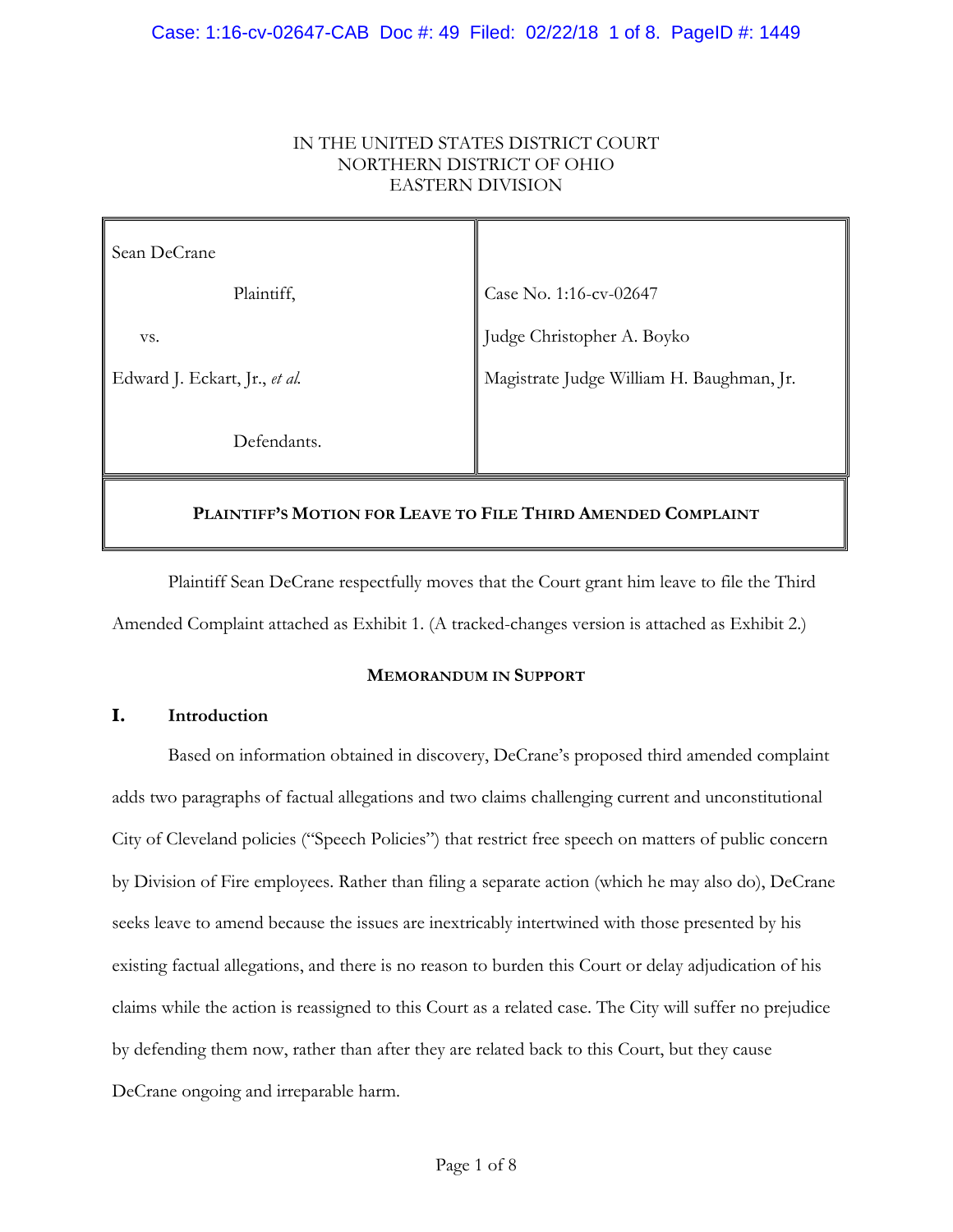IN THE UNITED STATES DISTRICT COURT
NORTHERN DISTRICT OF OHIO
EASTERN DIVISION

| | |
|---|---|
| Sean DeCrane<br><br>Plaintiff,<br><br>vs.<br><br>Edward J. Eckart, Jr., *et al.*<br><br>Defendants. | Case No. 1:16-cv-02647<br><br>Judge Christopher A. Boyko<br><br>Magistrate Judge William H. Baughman, Jr. |

**PLAINTIFF'S MOTION FOR LEAVE TO FILE THIRD AMENDED COMPLAINT**

Plaintiff Sean DeCrane respectfully moves that the Court grant him leave to file the Third Amended Complaint attached as Exhibit 1. (A tracked-changes version is attached as Exhibit 2.)

**MEMORANDUM IN SUPPORT**

## I. Introduction

Based on information obtained in discovery, DeCrane's proposed third amended complaint adds two paragraphs of factual allegations and two claims challenging current and unconstitutional City of Cleveland policies ("Speech Policies") that restrict free speech on matters of public concern by Division of Fire employees. Rather than filing a separate action (which he may also do), DeCrane seeks leave to amend because the issues are inextricably intertwined with those presented by his existing factual allegations, and there is no reason to burden this Court or delay adjudication of his claims while the action is reassigned to this Court as a related case. The City will suffer no prejudice by defending them now, rather than after they are related back to this Court, but they cause DeCrane ongoing and irreparable harm.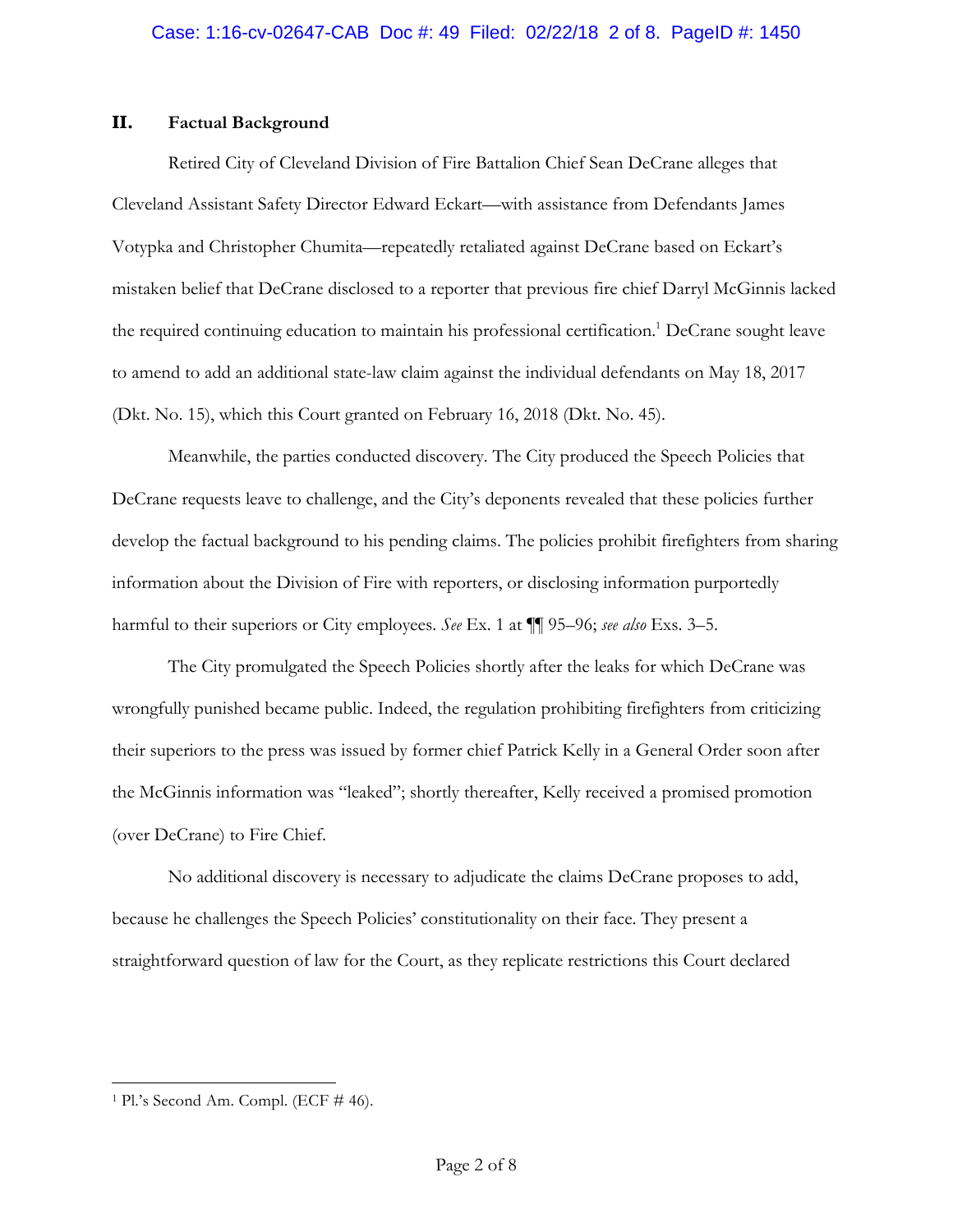## II. Factual Background

Retired City of Cleveland Division of Fire Battalion Chief Sean DeCrane alleges that Cleveland Assistant Safety Director Edward Eckart—with assistance from Defendants James Votypka and Christopher Chumita—repeatedly retaliated against DeCrane based on Eckart's mistaken belief that DeCrane disclosed to a reporter that previous fire chief Darryl McGinnis lacked the required continuing education to maintain his professional certification.[1] DeCrane sought leave to amend to add an additional state-law claim against the individual defendants on May 18, 2017 (Dkt. No. 15), which this Court granted on February 16, 2018 (Dkt. No. 45).

Meanwhile, the parties conducted discovery. The City produced the Speech Policies that DeCrane requests leave to challenge, and the City's deponents revealed that these policies further develop the factual background to his pending claims. The policies prohibit firefighters from sharing information about the Division of Fire with reporters, or disclosing information purportedly harmful to their superiors or City employees. *See* Ex. 1 at ¶¶ 95–96; *see also* Exs. 3–5.

The City promulgated the Speech Policies shortly after the leaks for which DeCrane was wrongfully punished became public. Indeed, the regulation prohibiting firefighters from criticizing their superiors to the press was issued by former chief Patrick Kelly in a General Order soon after the McGinnis information was "leaked"; shortly thereafter, Kelly received a promised promotion (over DeCrane) to Fire Chief.

No additional discovery is necessary to adjudicate the claims DeCrane proposes to add, because he challenges the Speech Policies' constitutionality on their face. They present a straightforward question of law for the Court, as they replicate restrictions this Court declared

---

[1] Pl.'s Second Am. Compl. (ECF # 46).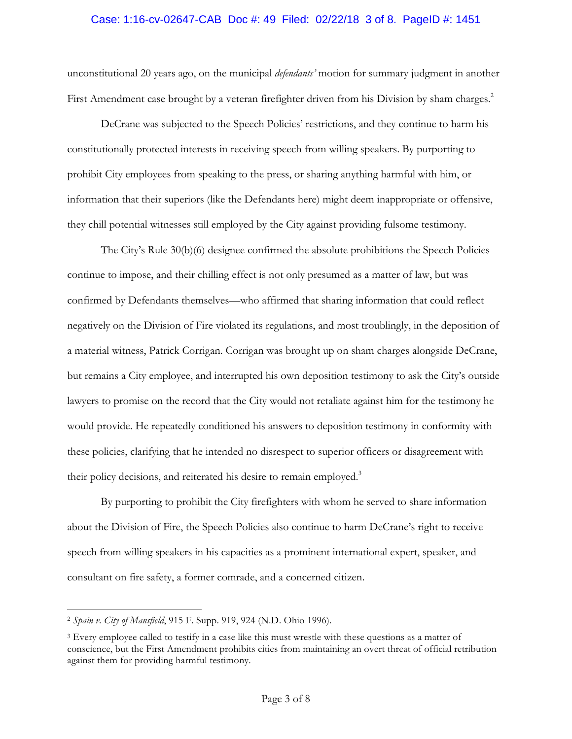unconstitutional 20 years ago, on the municipal *defendants'* motion for summary judgment in another First Amendment case brought by a veteran firefighter driven from his Division by sham charges.[2]

DeCrane was subjected to the Speech Policies' restrictions, and they continue to harm his constitutionally protected interests in receiving speech from willing speakers. By purporting to prohibit City employees from speaking to the press, or sharing anything harmful with him, or information that their superiors (like the Defendants here) might deem inappropriate or offensive, they chill potential witnesses still employed by the City against providing fulsome testimony.

The City's Rule 30(b)(6) designee confirmed the absolute prohibitions the Speech Policies continue to impose, and their chilling effect is not only presumed as a matter of law, but was confirmed by Defendants themselves—who affirmed that sharing information that could reflect negatively on the Division of Fire violated its regulations, and most troublingly, in the deposition of a material witness, Patrick Corrigan. Corrigan was brought up on sham charges alongside DeCrane, but remains a City employee, and interrupted his own deposition testimony to ask the City's outside lawyers to promise on the record that the City would not retaliate against him for the testimony he would provide. He repeatedly conditioned his answers to deposition testimony in conformity with these policies, clarifying that he intended no disrespect to superior officers or disagreement with their policy decisions, and reiterated his desire to remain employed.[3]

By purporting to prohibit the City firefighters with whom he served to share information about the Division of Fire, the Speech Policies also continue to harm DeCrane's right to receive speech from willing speakers in his capacities as a prominent international expert, speaker, and consultant on fire safety, a former comrade, and a concerned citizen.

---

[2] *Spain v. City of Mansfield*, 915 F. Supp. 919, 924 (N.D. Ohio 1996).

[3] Every employee called to testify in a case like this must wrestle with these questions as a matter of conscience, but the First Amendment prohibits cities from maintaining an overt threat of official retribution against them for providing harmful testimony.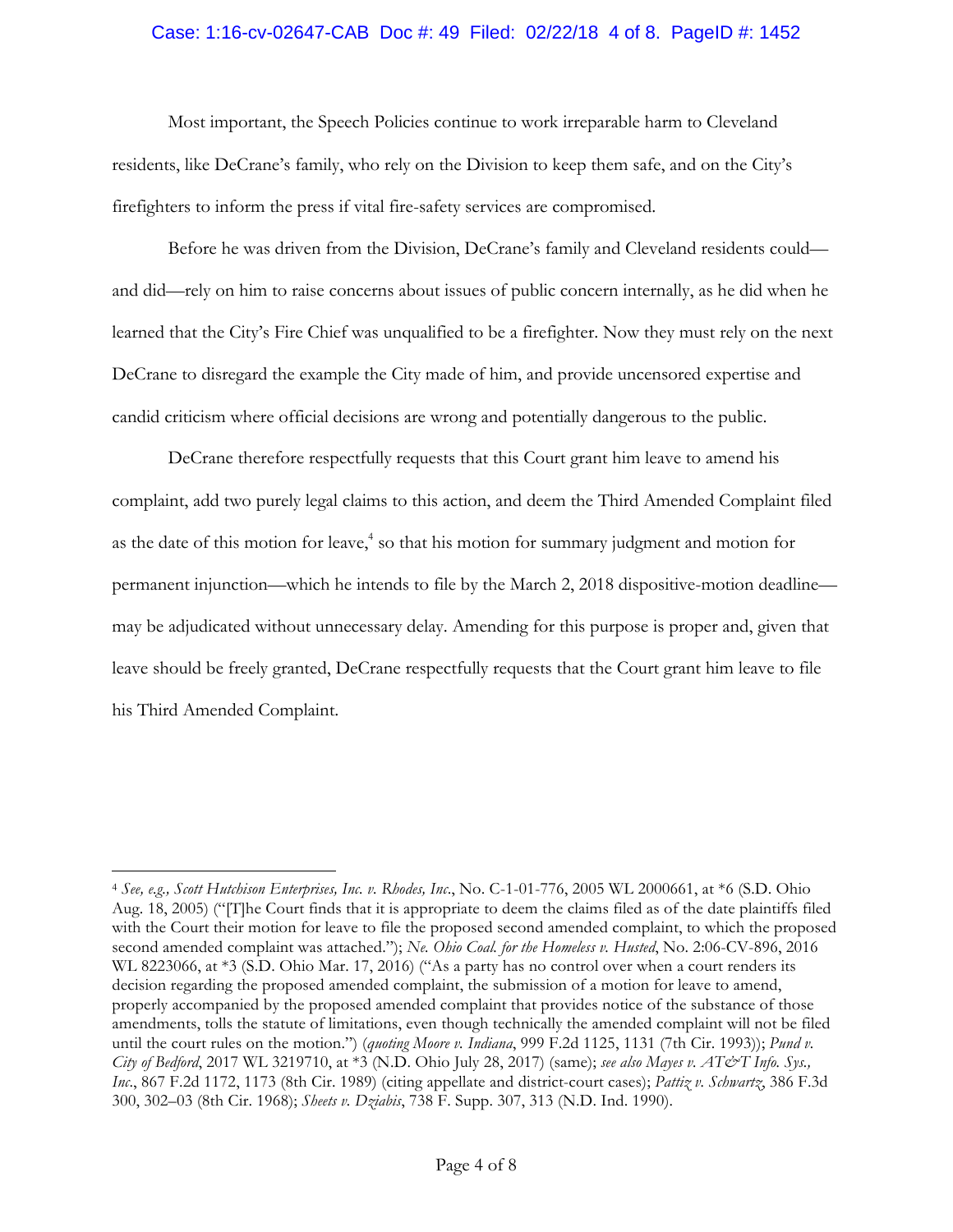Most important, the Speech Policies continue to work irreparable harm to Cleveland residents, like DeCrane's family, who rely on the Division to keep them safe, and on the City's firefighters to inform the press if vital fire-safety services are compromised.

Before he was driven from the Division, DeCrane's family and Cleveland residents could—and did—rely on him to raise concerns about issues of public concern internally, as he did when he learned that the City's Fire Chief was unqualified to be a firefighter. Now they must rely on the next DeCrane to disregard the example the City made of him, and provide uncensored expertise and candid criticism where official decisions are wrong and potentially dangerous to the public.

DeCrane therefore respectfully requests that this Court grant him leave to amend his complaint, add two purely legal claims to this action, and deem the Third Amended Complaint filed as the date of this motion for leave,[4] so that his motion for summary judgment and motion for permanent injunction—which he intends to file by the March 2, 2018 dispositive-motion deadline—may be adjudicated without unnecessary delay. Amending for this purpose is proper and, given that leave should be freely granted, DeCrane respectfully requests that the Court grant him leave to file his Third Amended Complaint.

---

[4] *See, e.g., Scott Hutchison Enterprises, Inc. v. Rhodes, Inc.*, No. C-1-01-776, 2005 WL 2000661, at *6 (S.D. Ohio Aug. 18, 2005) ("[T]he Court finds that it is appropriate to deem the claims filed as of the date plaintiffs filed with the Court their motion for leave to file the proposed second amended complaint, to which the proposed second amended complaint was attached."); *Ne. Ohio Coal. for the Homeless v. Husted*, No. 2:06-CV-896, 2016 WL 8223066, at *3 (S.D. Ohio Mar. 17, 2016) ("As a party has no control over when a court renders its decision regarding the proposed amended complaint, the submission of a motion for leave to amend, properly accompanied by the proposed amended complaint that provides notice of the substance of those amendments, tolls the statute of limitations, even though technically the amended complaint will not be filed until the court rules on the motion.") (*quoting Moore v. Indiana*, 999 F.2d 1125, 1131 (7th Cir. 1993)); *Pund v. City of Bedford*, 2017 WL 3219710, at *3 (N.D. Ohio July 28, 2017) (same); *see also Mayes v. AT&T Info. Sys., Inc.*, 867 F.2d 1172, 1173 (8th Cir. 1989) (citing appellate and district-court cases); *Pattiz v. Schwartz*, 386 F.3d 300, 302–03 (8th Cir. 1968); *Sheets v. Dziabis*, 738 F. Supp. 307, 313 (N.D. Ind. 1990).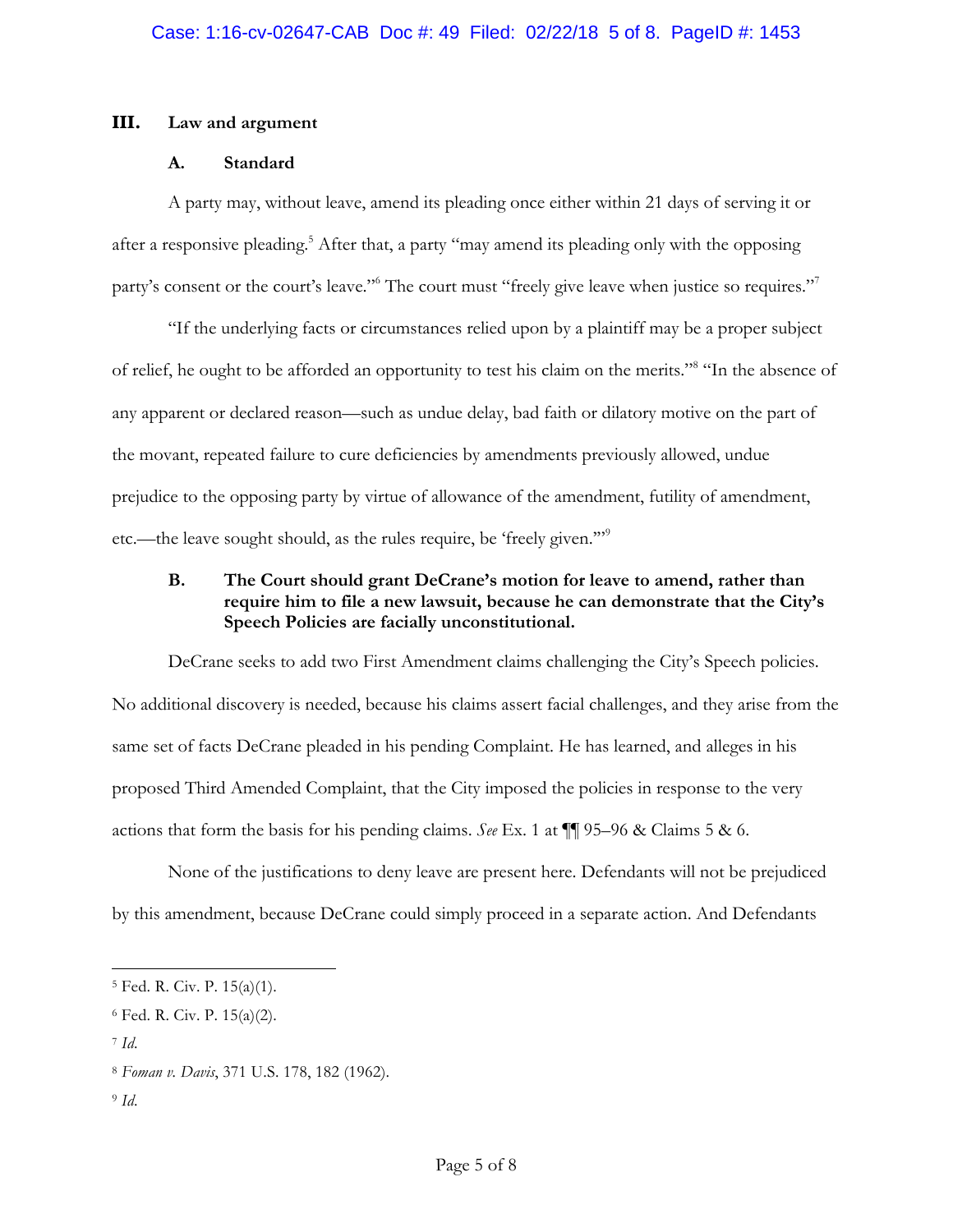## III. Law and argument

### A. Standard

A party may, without leave, amend its pleading once either within 21 days of serving it or after a responsive pleading.[5] After that, a party "may amend its pleading only with the opposing party's consent or the court's leave."[6] The court must "freely give leave when justice so requires."[7]

"If the underlying facts or circumstances relied upon by a plaintiff may be a proper subject of relief, he ought to be afforded an opportunity to test his claim on the merits."[8] "In the absence of any apparent or declared reason—such as undue delay, bad faith or dilatory motive on the part of the movant, repeated failure to cure deficiencies by amendments previously allowed, undue prejudice to the opposing party by virtue of allowance of the amendment, futility of amendment, etc.—the leave sought should, as the rules require, be 'freely given.'"[9]

### B. The Court should grant DeCrane's motion for leave to amend, rather than require him to file a new lawsuit, because he can demonstrate that the City's Speech Policies are facially unconstitutional.

DeCrane seeks to add two First Amendment claims challenging the City's Speech policies. No additional discovery is needed, because his claims assert facial challenges, and they arise from the same set of facts DeCrane pleaded in his pending Complaint. He has learned, and alleges in his proposed Third Amended Complaint, that the City imposed the policies in response to the very actions that form the basis for his pending claims. *See* Ex. 1 at ¶¶ 95–96 & Claims 5 & 6.

None of the justifications to deny leave are present here. Defendants will not be prejudiced by this amendment, because DeCrane could simply proceed in a separate action. And Defendants

---

[5] Fed. R. Civ. P. 15(a)(1).

[6] Fed. R. Civ. P. 15(a)(2).

[7] *Id.*

[8] *Foman v. Davis*, 371 U.S. 178, 182 (1962).

[9] *Id.*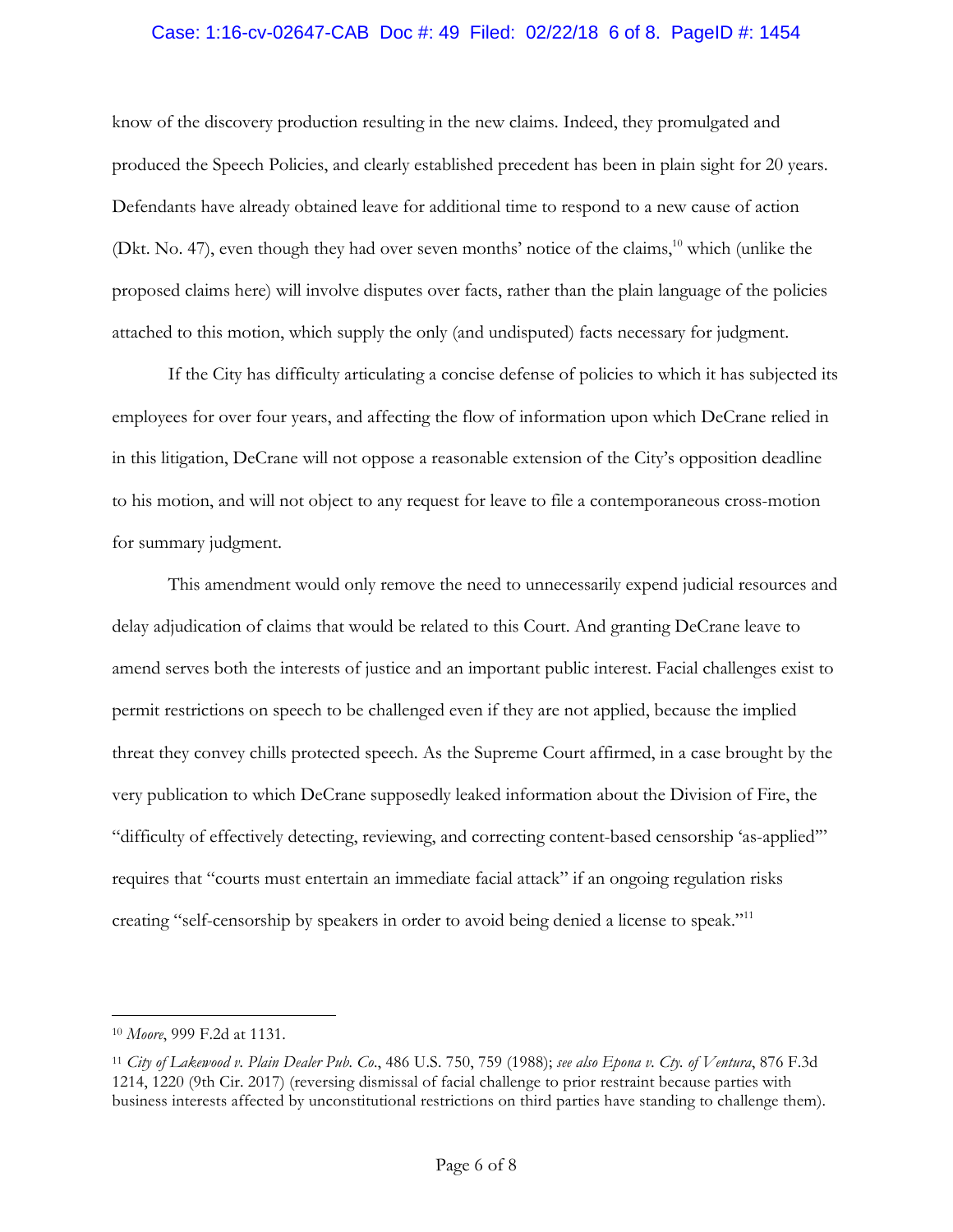know of the discovery production resulting in the new claims. Indeed, they promulgated and produced the Speech Policies, and clearly established precedent has been in plain sight for 20 years. Defendants have already obtained leave for additional time to respond to a new cause of action (Dkt. No. 47), even though they had over seven months' notice of the claims,[10] which (unlike the proposed claims here) will involve disputes over facts, rather than the plain language of the policies attached to this motion, which supply the only (and undisputed) facts necessary for judgment.

If the City has difficulty articulating a concise defense of policies to which it has subjected its employees for over four years, and affecting the flow of information upon which DeCrane relied in in this litigation, DeCrane will not oppose a reasonable extension of the City's opposition deadline to his motion, and will not object to any request for leave to file a contemporaneous cross-motion for summary judgment.

This amendment would only remove the need to unnecessarily expend judicial resources and delay adjudication of claims that would be related to this Court. And granting DeCrane leave to amend serves both the interests of justice and an important public interest. Facial challenges exist to permit restrictions on speech to be challenged even if they are not applied, because the implied threat they convey chills protected speech. As the Supreme Court affirmed, in a case brought by the very publication to which DeCrane supposedly leaked information about the Division of Fire, the "difficulty of effectively detecting, reviewing, and correcting content-based censorship 'as-applied'" requires that "courts must entertain an immediate facial attack" if an ongoing regulation risks creating "self-censorship by speakers in order to avoid being denied a license to speak."[11]

---

[10] *Moore*, 999 F.2d at 1131.

[11] *City of Lakewood v. Plain Dealer Pub. Co.*, 486 U.S. 750, 759 (1988); *see also Epona v. Cty. of Ventura*, 876 F.3d 1214, 1220 (9th Cir. 2017) (reversing dismissal of facial challenge to prior restraint because parties with business interests affected by unconstitutional restrictions on third parties have standing to challenge them).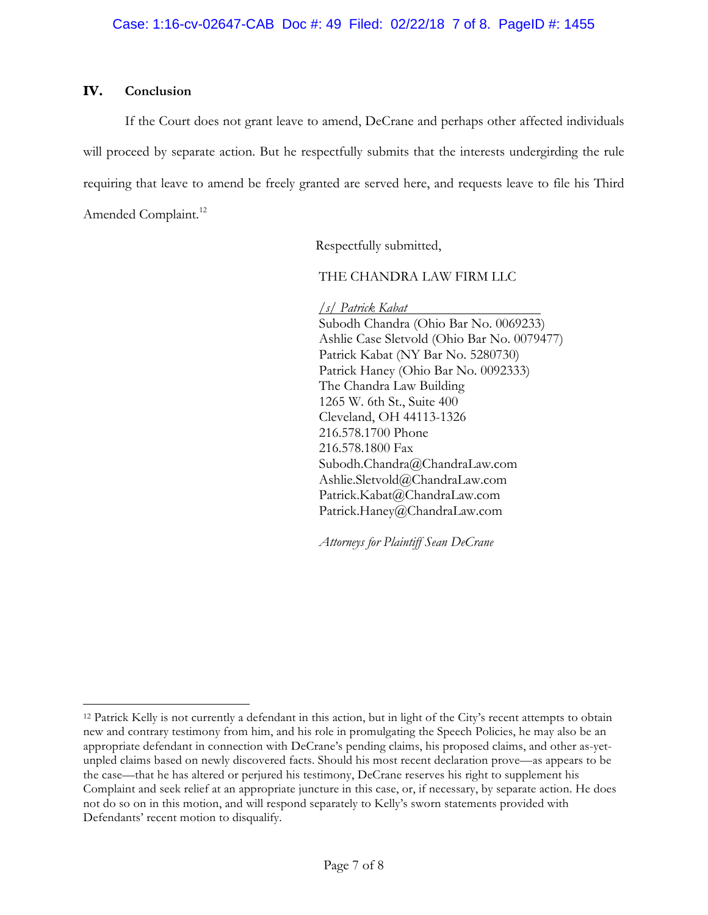## IV. Conclusion

If the Court does not grant leave to amend, DeCrane and perhaps other affected individuals will proceed by separate action. But he respectfully submits that the interests undergirding the rule requiring that leave to amend be freely granted are served here, and requests leave to file his Third Amended Complaint.[12]

Respectfully submitted,

THE CHANDRA LAW FIRM LLC

*/s/ Patrick Kabat*
Subodh Chandra (Ohio Bar No. 0069233)
Ashlie Case Sletvold (Ohio Bar No. 0079477)
Patrick Kabat (NY Bar No. 5280730)
Patrick Haney (Ohio Bar No. 0092333)
The Chandra Law Building
1265 W. 6th St., Suite 400
Cleveland, OH 44113-1326
216.578.1700 Phone
216.578.1800 Fax
Subodh.Chandra@ChandraLaw.com
Ashlie.Sletvold@ChandraLaw.com
Patrick.Kabat@ChandraLaw.com
Patrick.Haney@ChandraLaw.com

*Attorneys for Plaintiff Sean DeCrane*

---

[12] Patrick Kelly is not currently a defendant in this action, but in light of the City's recent attempts to obtain new and contrary testimony from him, and his role in promulgating the Speech Policies, he may also be an appropriate defendant in connection with DeCrane's pending claims, his proposed claims, and other as-yet-unpled claims based on newly discovered facts. Should his most recent declaration prove—as appears to be the case—that he has altered or perjured his testimony, DeCrane reserves his right to supplement his Complaint and seek relief at an appropriate juncture in this case, or, if necessary, by separate action. He does not do so on in this motion, and will respond separately to Kelly's sworn statements provided with Defendants' recent motion to disqualify.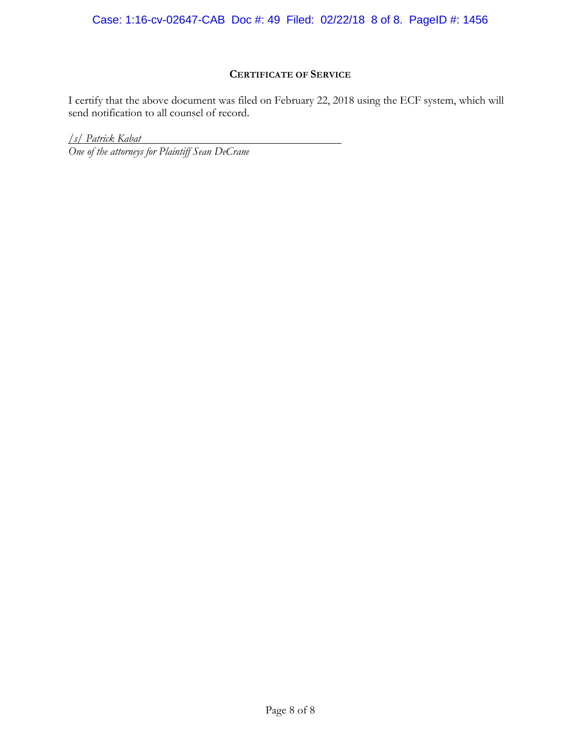### Certificate of Service

I certify that the above document was filed on February 22, 2018 using the ECF system, which will send notification to all counsel of record.

*/s/ Patrick Kabat*
*One of the attorneys for Plaintiff Sean DeCrane*